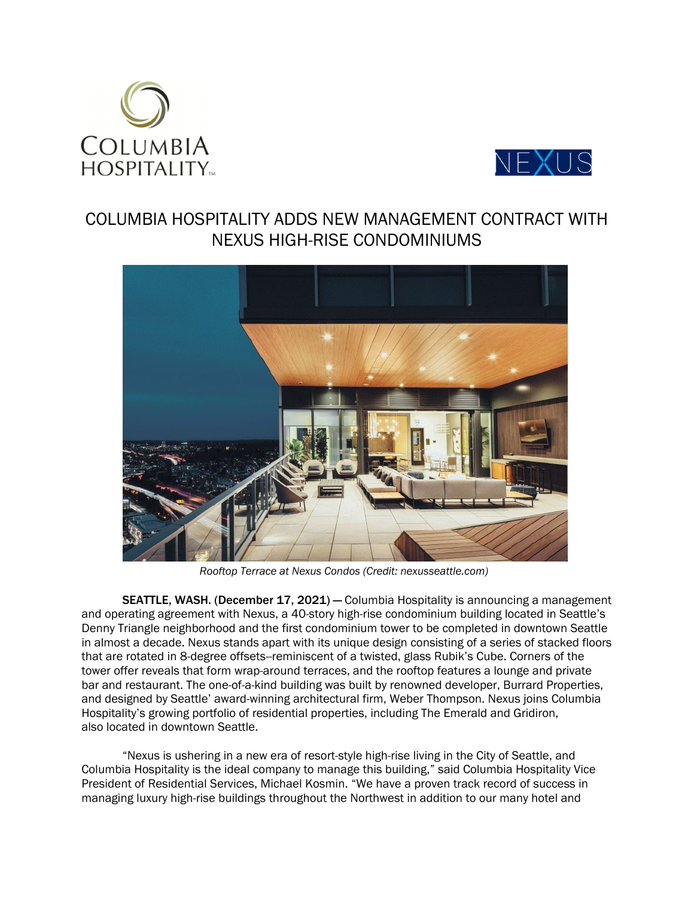# COLUMBIA HOSPITALITY ADDS NEW MANAGEMENT CONTRACT WITH NEXUS HIGH-RISE CONDOMINIUMS

*Rooftop Terrace at Nexus Condos (Credit: nexusseattle.com)*

**SEATTLE, WASH.** (**December 17, 2021**) — Columbia Hospitality is announcing a management and operating agreement with Nexus, a 40-story high-rise condominium building located in Seattle's Denny Triangle neighborhood and the first condominium tower to be completed in downtown Seattle in almost a decade. Nexus stands apart with its unique design consisting of a series of stacked floors that are rotated in 8-degree offsets--reminiscent of a twisted, glass Rubik's Cube. Corners of the tower offer reveals that form wrap-around terraces, and the rooftop features a lounge and private bar and restaurant. The one-of-a-kind building was built by renowned developer, Burrard Properties, and designed by Seattle' award-winning architectural firm, Weber Thompson. Nexus joins Columbia Hospitality's growing portfolio of residential properties, including The Emerald and Gridiron, also located in downtown Seattle.

"Nexus is ushering in a new era of resort-style high-rise living in the City of Seattle, and Columbia Hospitality is the ideal company to manage this building," said Columbia Hospitality Vice President of Residential Services, Michael Kosmin. "We have a proven track record of success in managing luxury high-rise buildings throughout the Northwest in addition to our many hotel and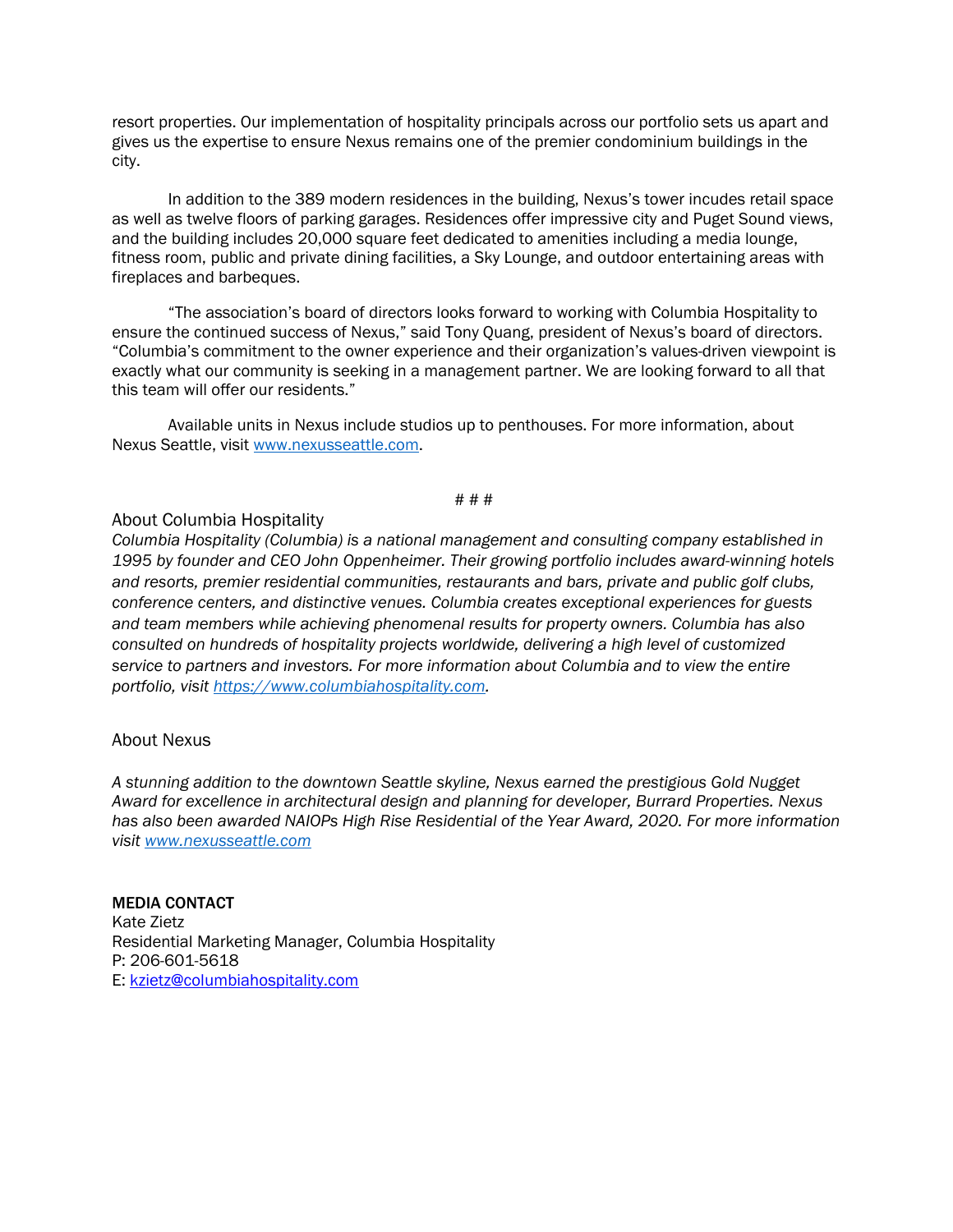resort properties. Our implementation of hospitality principals across our portfolio sets us apart and gives us the expertise to ensure Nexus remains one of the premier condominium buildings in the city.

In addition to the 389 modern residences in the building, Nexus's tower incudes retail space as well as twelve floors of parking garages. Residences offer impressive city and Puget Sound views, and the building includes 20,000 square feet dedicated to amenities including a media lounge, fitness room, public and private dining facilities, a Sky Lounge, and outdoor entertaining areas with fireplaces and barbeques.

"The association's board of directors looks forward to working with Columbia Hospitality to ensure the continued success of Nexus," said Tony Quang, president of Nexus's board of directors. "Columbia's commitment to the owner experience and their organization's values-driven viewpoint is exactly what our community is seeking in a management partner. We are looking forward to all that this team will offer our residents."

Available units in Nexus include studios up to penthouses. For more information, about Nexus Seattle, visit www.nexusseattle.com.

# # #

About Columbia Hospitality

*Columbia Hospitality (Columbia) is a national management and consulting company established in 1995 by founder and CEO John Oppenheimer. Their growing portfolio includes award-winning hotels and resorts, premier residential communities, restaurants and bars, private and public golf clubs, conference centers, and distinctive venues. Columbia creates exceptional experiences for guests and team members while achieving phenomenal results for property owners. Columbia has also consulted on hundreds of hospitality projects worldwide, delivering a high level of customized service to partners and investors. For more information about Columbia and to view the entire portfolio, visit https://www.columbiahospitality.com.*

About Nexus

*A stunning addition to the downtown Seattle skyline, Nexus earned the prestigious Gold Nugget Award for excellence in architectural design and planning for developer, Burrard Properties. Nexus has also been awarded NAIOPs High Rise Residential of the Year Award, 2020. For more information visit www.nexusseattle.com*

**MEDIA CONTACT**
Kate Zietz
Residential Marketing Manager, Columbia Hospitality
P: 206-601-5618
E: kzietz@columbiahospitality.com